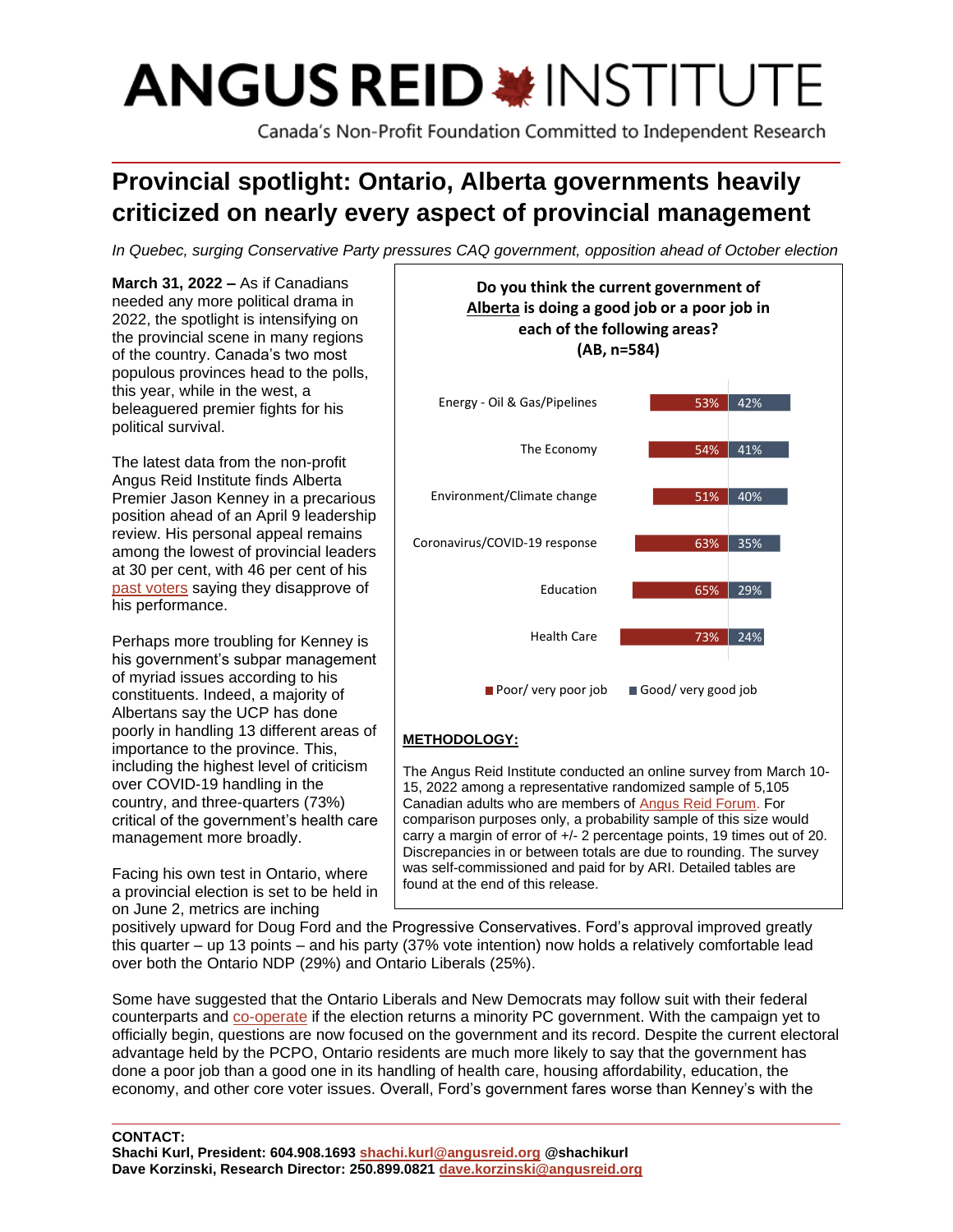# ANGUS REID INSTITUTE

Canada's Non-Profit Foundation Committed to Independent Research

## Provincial spotlight: Ontario, Alberta governments heavily criticized on nearly every aspect of provincial management

*In Quebec, surging Conservative Party pressures CAQ government, opposition ahead of October election*

**March 31, 2022 –** As if Canadians needed any more political drama in 2022, the spotlight is intensifying on the provincial scene in many regions of the country. Canada's two most populous provinces head to the polls, this year, while in the west, a beleaguered premier fights for his political survival.

The latest data from the non-profit Angus Reid Institute finds Alberta Premier Jason Kenney in a precarious position ahead of an April 9 leadership review. His personal appeal remains among the lowest of provincial leaders at 30 per cent, with 46 per cent of his past voters saying they disapprove of his performance.

Perhaps more troubling for Kenney is his government's subpar management of myriad issues according to his constituents. Indeed, a majority of Albertans say the UCP has done poorly in handling 13 different areas of importance to the province. This, including the highest level of criticism over COVID-19 handling in the country, and three-quarters (73%) critical of the government's health care management more broadly.

**Do you think the current government of Alberta is doing a good job or a poor job in each of the following areas? (AB, n=584)**

| Area | Poor/ very poor job | Good/ very good job |
|---|---|---|
| Energy - Oil & Gas/Pipelines | 53% | 42% |
| The Economy | 54% | 41% |
| Environment/Climate change | 51% | 40% |
| Coronavirus/COVID-19 response | 63% | 35% |
| Education | 65% | 29% |
| Health Care | 73% | 24% |

**METHODOLOGY:**

The Angus Reid Institute conducted an online survey from March 10-15, 2022 among a representative randomized sample of 5,105 Canadian adults who are members of Angus Reid Forum. For comparison purposes only, a probability sample of this size would carry a margin of error of +/- 2 percentage points, 19 times out of 20. Discrepancies in or between totals are due to rounding. The survey was self-commissioned and paid for by ARI. Detailed tables are found at the end of this release.

Facing his own test in Ontario, where a provincial election is set to be held in on June 2, metrics are inching positively upward for Doug Ford and the Progressive Conservatives. Ford's approval improved greatly this quarter – up 13 points – and his party (37% vote intention) now holds a relatively comfortable lead over both the Ontario NDP (29%) and Ontario Liberals (25%).

Some have suggested that the Ontario Liberals and New Democrats may follow suit with their federal counterparts and co-operate if the election returns a minority PC government. With the campaign yet to officially begin, questions are now focused on the government and its record. Despite the current electoral advantage held by the PCPO, Ontario residents are much more likely to say that the government has done a poor job than a good one in its handling of health care, housing affordability, education, the economy, and other core voter issues. Overall, Ford's government fares worse than Kenney's with the

**CONTACT:**
**Shachi Kurl, President: 604.908.1693 shachi.kurl@angusreid.org @shachikurl**
**Dave Korzinski, Research Director: 250.899.0821 dave.korzinski@angusreid.org**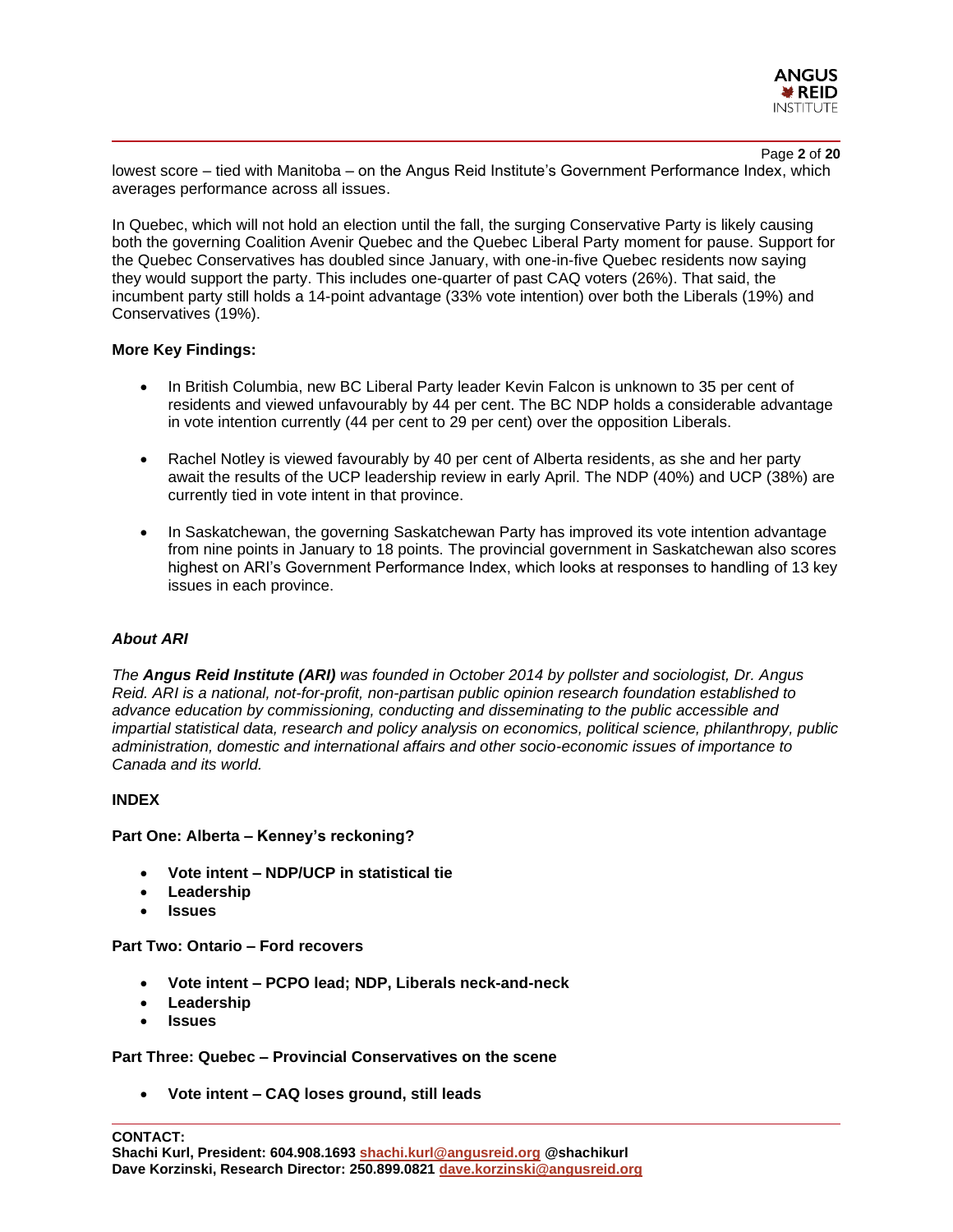lowest score – tied with Manitoba – on the Angus Reid Institute's Government Performance Index, which averages performance across all issues.

In Quebec, which will not hold an election until the fall, the surging Conservative Party is likely causing both the governing Coalition Avenir Quebec and the Quebec Liberal Party moment for pause. Support for the Quebec Conservatives has doubled since January, with one-in-five Quebec residents now saying they would support the party. This includes one-quarter of past CAQ voters (26%). That said, the incumbent party still holds a 14-point advantage (33% vote intention) over both the Liberals (19%) and Conservatives (19%).

**More Key Findings:**

- In British Columbia, new BC Liberal Party leader Kevin Falcon is unknown to 35 per cent of residents and viewed unfavourably by 44 per cent. The BC NDP holds a considerable advantage in vote intention currently (44 per cent to 29 per cent) over the opposition Liberals.

- Rachel Notley is viewed favourably by 40 per cent of Alberta residents, as she and her party await the results of the UCP leadership review in early April. The NDP (40%) and UCP (38%) are currently tied in vote intent in that province.

- In Saskatchewan, the governing Saskatchewan Party has improved its vote intention advantage from nine points in January to 18 points. The provincial government in Saskatchewan also scores highest on ARI's Government Performance Index, which looks at responses to handling of 13 key issues in each province.

***About ARI***

*The **Angus Reid Institute (ARI)** was founded in October 2014 by pollster and sociologist, Dr. Angus Reid. ARI is a national, not-for-profit, non-partisan public opinion research foundation established to advance education by commissioning, conducting and disseminating to the public accessible and impartial statistical data, research and policy analysis on economics, political science, philanthropy, public administration, domestic and international affairs and other socio-economic issues of importance to Canada and its world.*

**INDEX**

**Part One: Alberta – Kenney's reckoning?**

- **Vote intent – NDP/UCP in statistical tie**
- **Leadership**
- **Issues**

**Part Two: Ontario – Ford recovers**

- **Vote intent – PCPO lead; NDP, Liberals neck-and-neck**
- **Leadership**
- **Issues**

**Part Three: Quebec – Provincial Conservatives on the scene**

- **Vote intent – CAQ loses ground, still leads**

**CONTACT:**
**Shachi Kurl, President: 604.908.1693 shachi.kurl@angusreid.org @shachikurl**
**Dave Korzinski, Research Director: 250.899.0821 dave.korzinski@angusreid.org**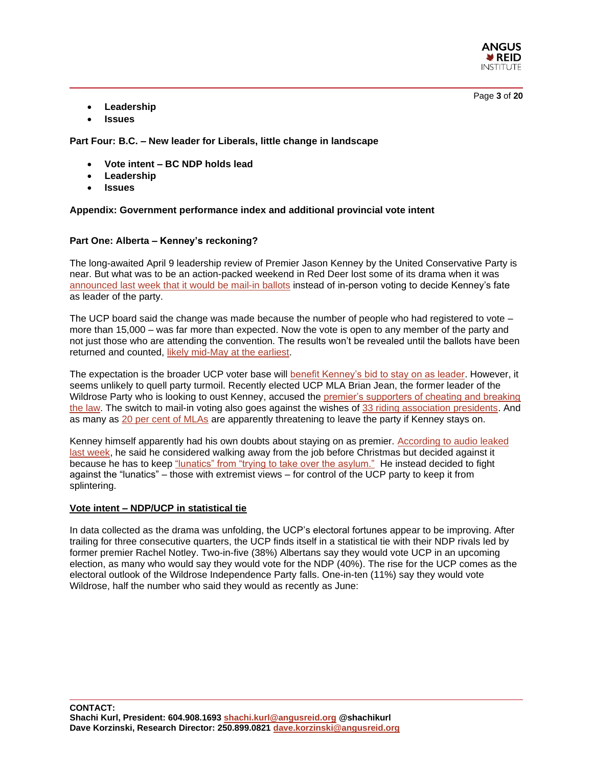- **Leadership**
- **Issues**

**Part Four: B.C. – New leader for Liberals, little change in landscape**

- **Vote intent – BC NDP holds lead**
- **Leadership**
- **Issues**

**Appendix: Government performance index and additional provincial vote intent**

**Part One: Alberta – Kenney's reckoning?**

The long-awaited April 9 leadership review of Premier Jason Kenney by the United Conservative Party is near. But what was to be an action-packed weekend in Red Deer lost some of its drama when it was announced last week that it would be mail-in ballots instead of in-person voting to decide Kenney's fate as leader of the party.

The UCP board said the change was made because the number of people who had registered to vote – more than 15,000 – was far more than expected. Now the vote is open to any member of the party and not just those who are attending the convention. The results won't be revealed until the ballots have been returned and counted, likely mid-May at the earliest.

The expectation is the broader UCP voter base will benefit Kenney's bid to stay on as leader. However, it seems unlikely to quell party turmoil. Recently elected UCP MLA Brian Jean, the former leader of the Wildrose Party who is looking to oust Kenney, accused the premier's supporters of cheating and breaking the law. The switch to mail-in voting also goes against the wishes of 33 riding association presidents. And as many as 20 per cent of MLAs are apparently threatening to leave the party if Kenney stays on.

Kenney himself apparently had his own doubts about staying on as premier. According to audio leaked last week, he said he considered walking away from the job before Christmas but decided against it because he has to keep "lunatics" from "trying to take over the asylum." He instead decided to fight against the "lunatics" – those with extremist views – for control of the UCP party to keep it from splintering.

**Vote intent – NDP/UCP in statistical tie**

In data collected as the drama was unfolding, the UCP's electoral fortunes appear to be improving. After trailing for three consecutive quarters, the UCP finds itself in a statistical tie with their NDP rivals led by former premier Rachel Notley. Two-in-five (38%) Albertans say they would vote UCP in an upcoming election, as many who would say they would vote for the NDP (40%). The rise for the UCP comes as the electoral outlook of the Wildrose Independence Party falls. One-in-ten (11%) say they would vote Wildrose, half the number who said they would as recently as June: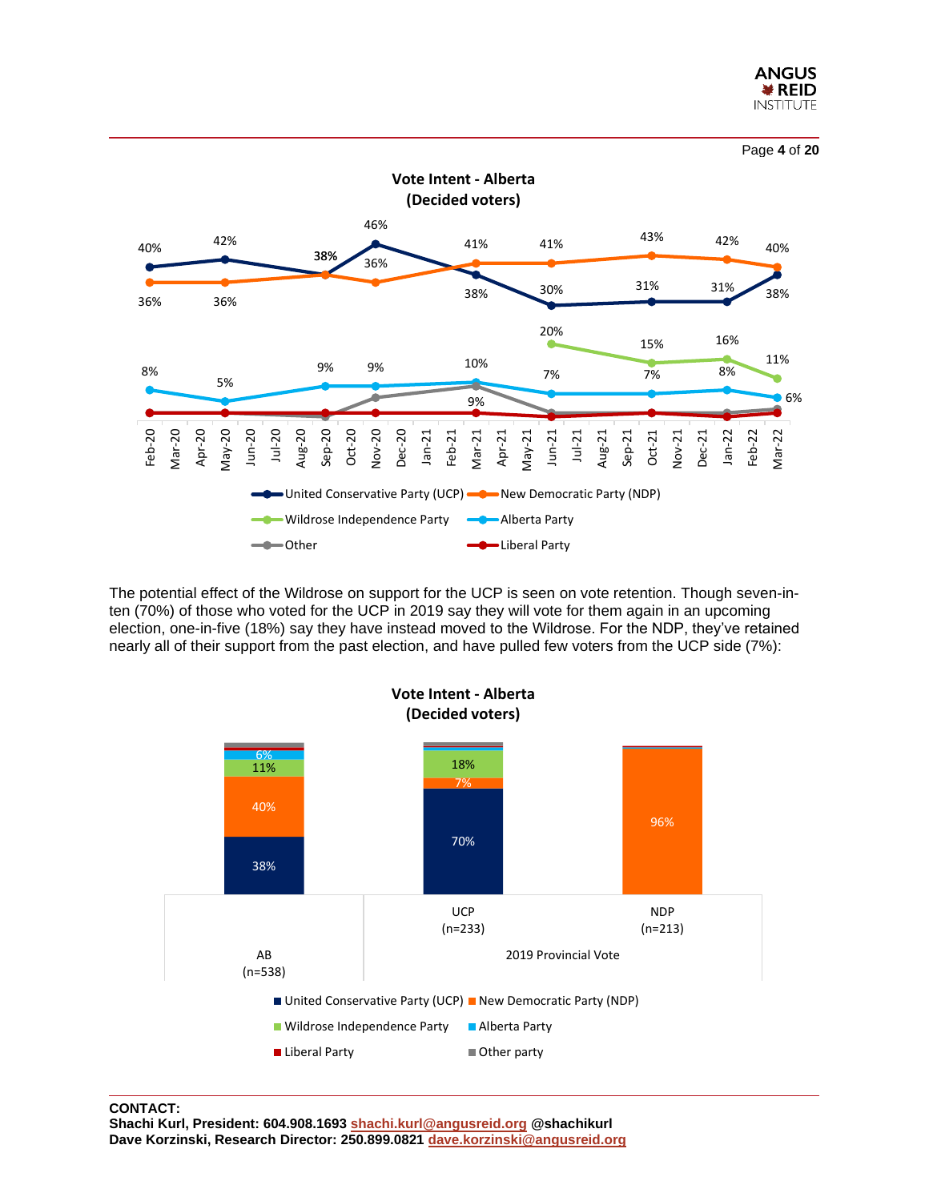**Vote Intent - Alberta**
**(Decided voters)**

| | Feb-20 | May-20 | Sep-20 | Nov-20 | Mar-21 | Jun-21 | Oct-21 | Jan-22 | Mar-22 |
|---|---|---|---|---|---|---|---|---|---|
| United Conservative Party (UCP) | 40% | 42% | 38% | 46% | 38% | 30% | 31% | 31% | 38% |
| New Democratic Party (NDP) | 36% | 36% | 38% | 36% | 41% | 41% | 43% | 42% | 40% |
| Wildrose Independence Party | | | | | | 20% | 15% | 16% | 11% |
| Alberta Party | 8% | 5% | 9% | 9% | 10% | 7% | 7% | 8% | 6% |
| Other | | | | | 9% | | | | |
| Liberal Party | | | | | | | | | |

The potential effect of the Wildrose on support for the UCP is seen on vote retention. Though seven-in-ten (70%) of those who voted for the UCP in 2019 say they will vote for them again in an upcoming election, one-in-five (18%) say they have instead moved to the Wildrose. For the NDP, they've retained nearly all of their support from the past election, and have pulled few voters from the UCP side (7%):

**Vote Intent - Alberta**
**(Decided voters)**

| | AB (n=538) | 2019 Provincial Vote: UCP (n=233) | 2019 Provincial Vote: NDP (n=213) |
|---|---|---|---|
| United Conservative Party (UCP) | 38% | 70% | |
| New Democratic Party (NDP) | 40% | 7% | 96% |
| Wildrose Independence Party | 11% | 18% | |
| Alberta Party | 6% | | |
| Liberal Party | | | |
| Other party | | | |

**CONTACT:**
**Shachi Kurl, President: 604.908.1693 shachi.kurl@angusreid.org @shachikurl**
**Dave Korzinski, Research Director: 250.899.0821 dave.korzinski@angusreid.org**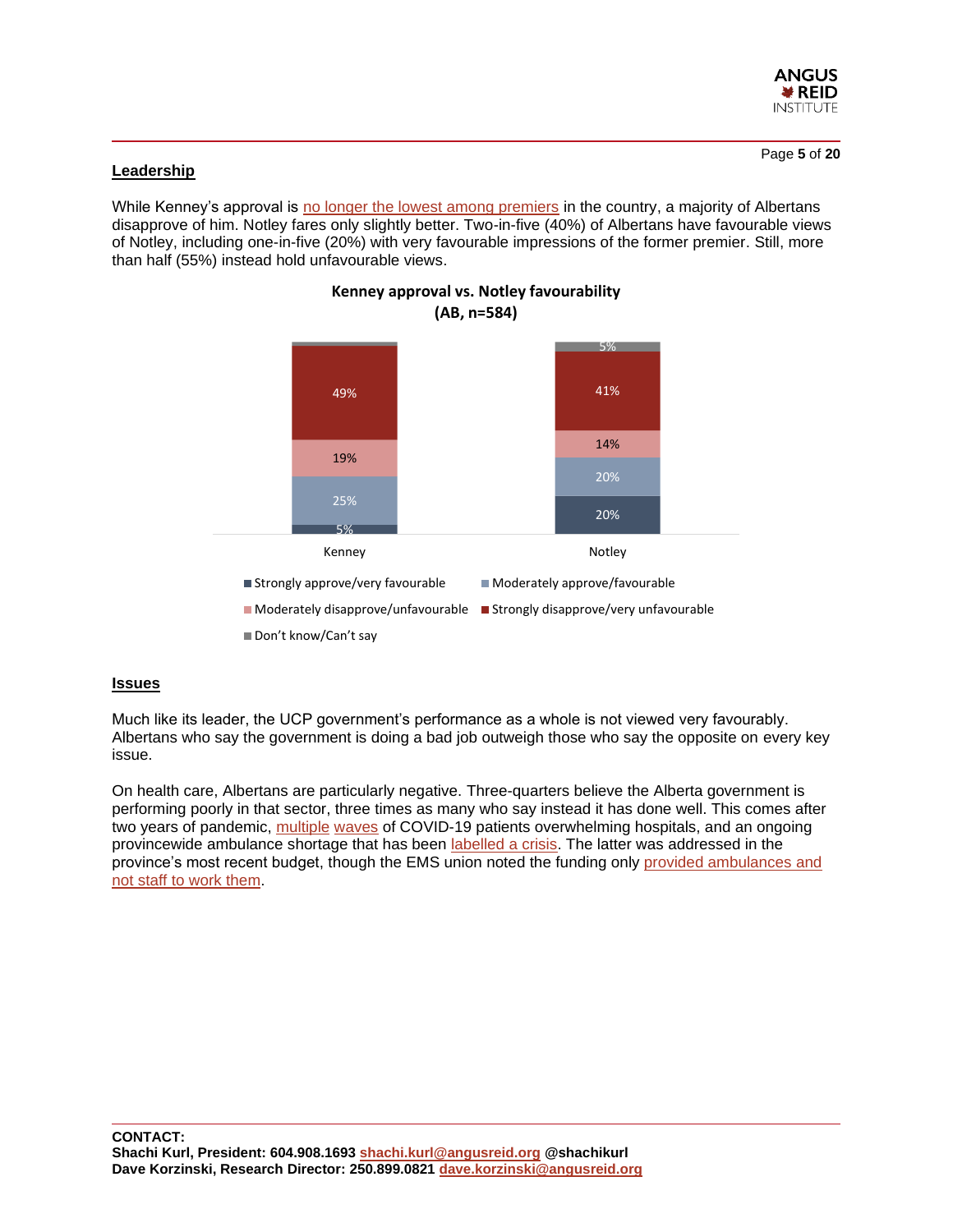## Leadership

While Kenney's approval is no longer the lowest among premiers in the country, a majority of Albertans disapprove of him. Notley fares only slightly better. Two-in-five (40%) of Albertans have favourable views of Notley, including one-in-five (20%) with very favourable impressions of the former premier. Still, more than half (55%) instead hold unfavourable views.

**Kenney approval vs. Notley favourability (AB, n=584)**

| | Kenney | Notley |
|---|---|---|
| Strongly approve/very favourable | 5% | 20% |
| Moderately approve/favourable | 25% | 20% |
| Moderately disapprove/unfavourable | 19% | 14% |
| Strongly disapprove/very unfavourable | 49% | 41% |
| Don't know/Can't say | | 5% |

## Issues

Much like its leader, the UCP government's performance as a whole is not viewed very favourably. Albertans who say the government is doing a bad job outweigh those who say the opposite on every key issue.

On health care, Albertans are particularly negative. Three-quarters believe the Alberta government is performing poorly in that sector, three times as many who say instead it has done well. This comes after two years of pandemic, multiple waves of COVID-19 patients overwhelming hospitals, and an ongoing provincewide ambulance shortage that has been labelled a crisis. The latter was addressed in the province's most recent budget, though the EMS union noted the funding only provided ambulances and not staff to work them.

**CONTACT:**
**Shachi Kurl, President: 604.908.1693 shachi.kurl@angusreid.org @shachikurl**
**Dave Korzinski, Research Director: 250.899.0821 dave.korzinski@angusreid.org**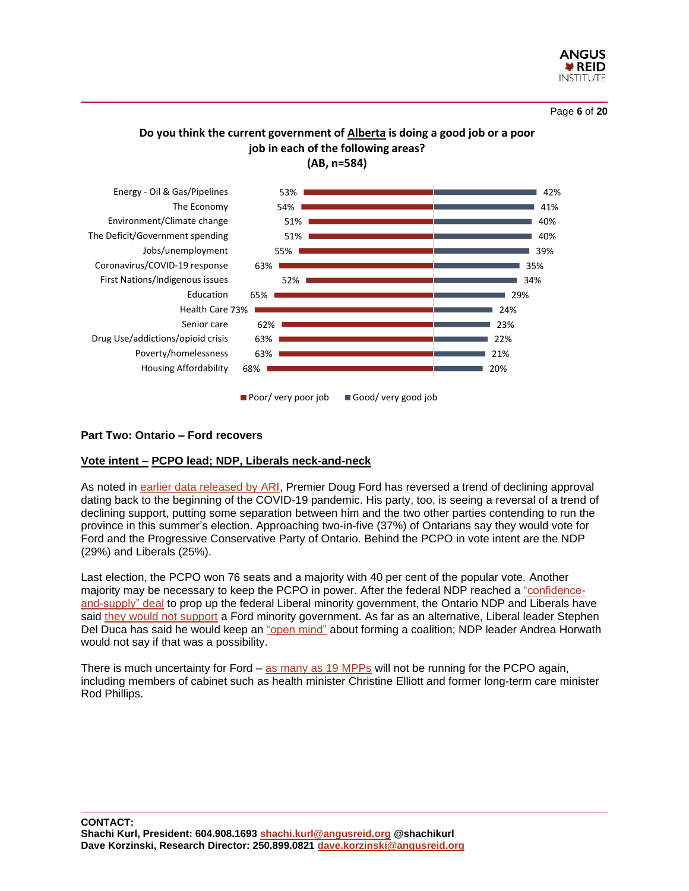**Do you think the current government of Alberta is doing a good job or a poor job in each of the following areas?**
**(AB, n=584)**

| Area | Poor/ very poor job | Good/ very good job |
|---|---|---|
| Energy - Oil & Gas/Pipelines | 53% | 42% |
| The Economy | 54% | 41% |
| Environment/Climate change | 51% | 40% |
| The Deficit/Government spending | 51% | 40% |
| Jobs/unemployment | 55% | 39% |
| Coronavirus/COVID-19 response | 63% | 35% |
| First Nations/Indigenous issues | 52% | 34% |
| Education | 65% | 29% |
| Health Care | 73% | 24% |
| Senior care | 62% | 23% |
| Drug Use/addictions/opioid crisis | 63% | 22% |
| Poverty/homelessness | 63% | 21% |
| Housing Affordability | 68% | 20% |

## Part Two: Ontario – Ford recovers

### Vote intent – PCPO lead; NDP, Liberals neck-and-neck

As noted in earlier data released by ARI, Premier Doug Ford has reversed a trend of declining approval dating back to the beginning of the COVID-19 pandemic. His party, too, is seeing a reversal of a trend of declining support, putting some separation between him and the two other parties contending to run the province in this summer's election. Approaching two-in-five (37%) of Ontarians say they would vote for Ford and the Progressive Conservative Party of Ontario. Behind the PCPO in vote intent are the NDP (29%) and Liberals (25%).

Last election, the PCPO won 76 seats and a majority with 40 per cent of the popular vote. Another majority may be necessary to keep the PCPO in power. After the federal NDP reached a "confidence-and-supply" deal to prop up the federal Liberal minority government, the Ontario NDP and Liberals have said they would not support a Ford minority government. As far as an alternative, Liberal leader Stephen Del Duca has said he would keep an "open mind" about forming a coalition; NDP leader Andrea Horwath would not say if that was a possibility.

There is much uncertainty for Ford – as many as 19 MPPs will not be running for the PCPO again, including members of cabinet such as health minister Christine Elliott and former long-term care minister Rod Phillips.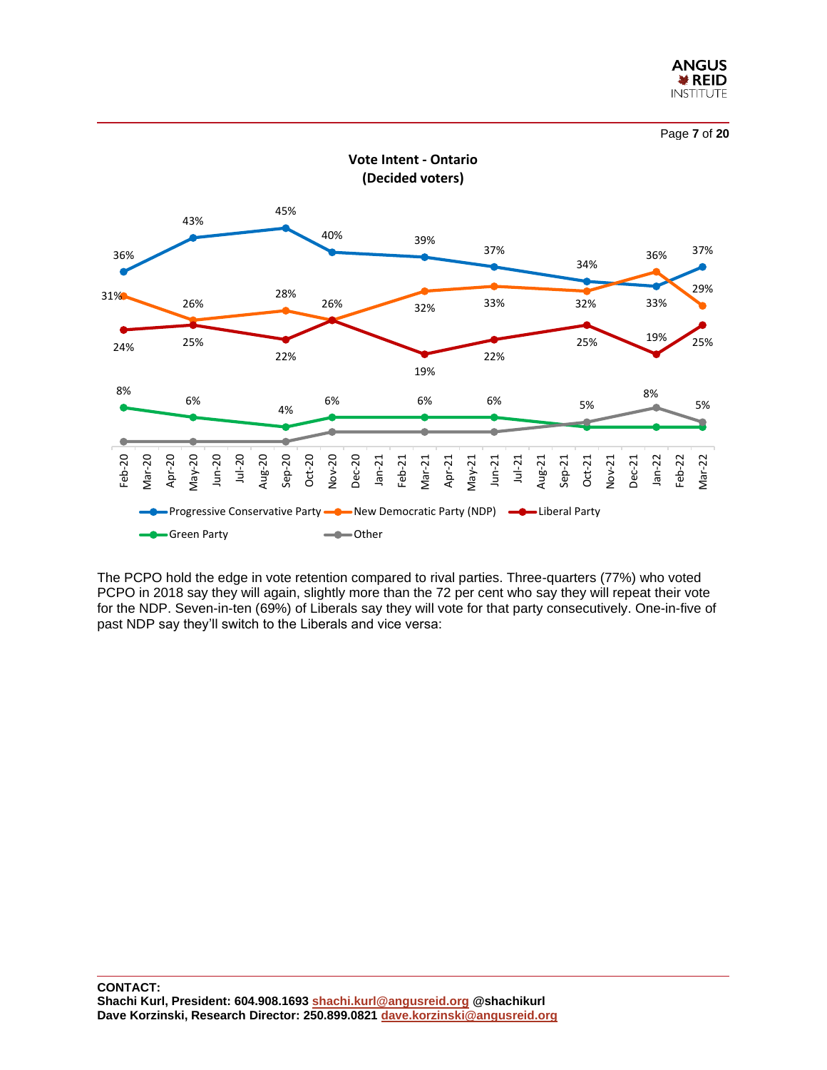**Vote Intent - Ontario**
**(Decided voters)**

| | Feb-20 | May-20 | Sep-20 | Nov-20 | Mar-21 | Jun-21 | Oct-21 | Jan-22 | Mar-22 |
|---|---|---|---|---|---|---|---|---|---|
| Progressive Conservative Party | 36% | 43% | 45% | 40% | 39% | 37% | 34% | 33% | 37% |
| New Democratic Party (NDP) | 31% | 26% | 28% | 26% | 32% | 33% | 32% | 36% | 29% |
| Liberal Party | 24% | 25% | 22% | 26% | 19% | 22% | 25% | 19% | 25% |
| Green Party | 8% | 6% | 4% | 6% | 6% | 6% | | | |
| Other | | | | | | | 5% | 8% | 5% |

The PCPO hold the edge in vote retention compared to rival parties. Three-quarters (77%) who voted PCPO in 2018 say they will again, slightly more than the 72 per cent who say they will repeat their vote for the NDP. Seven-in-ten (69%) of Liberals say they will vote for that party consecutively. One-in-five of past NDP say they'll switch to the Liberals and vice versa: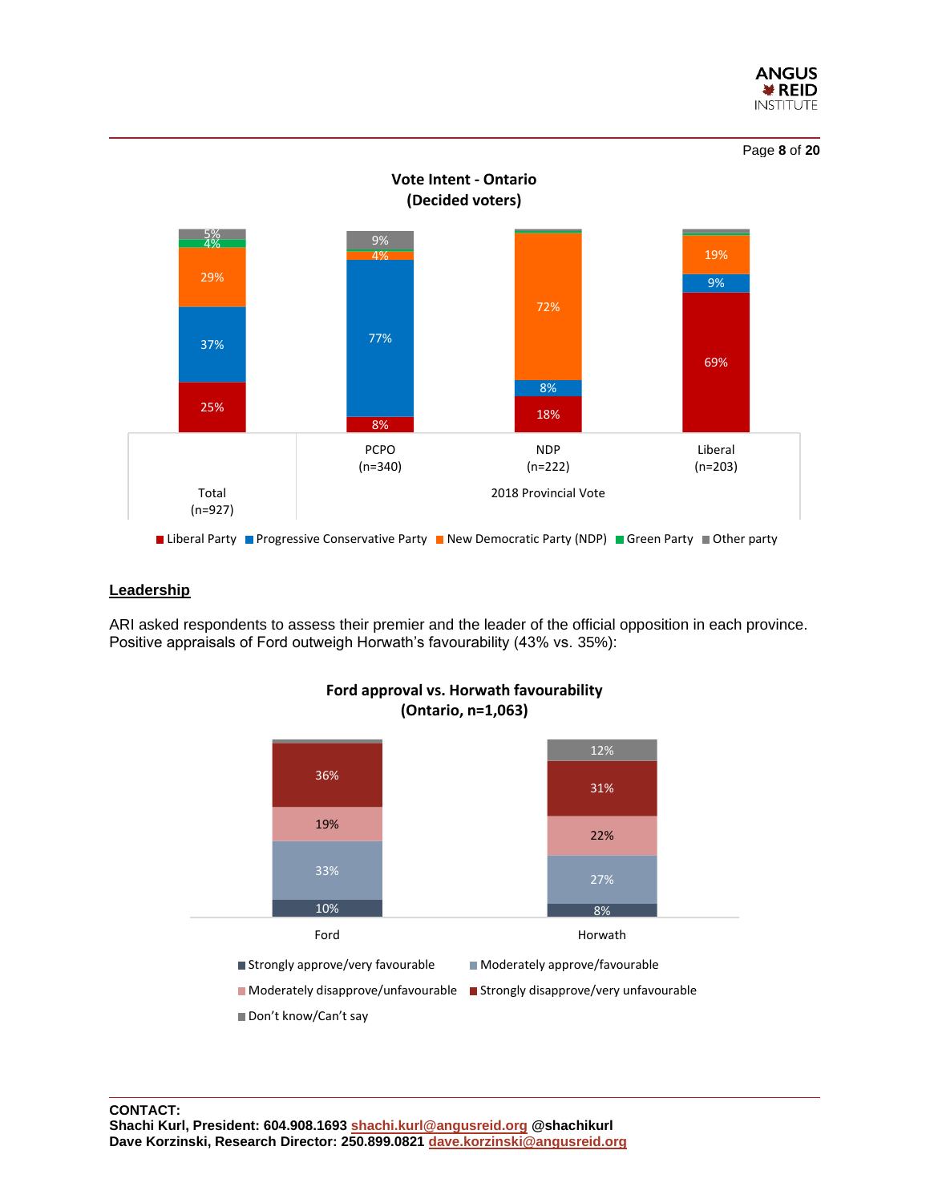**Vote Intent - Ontario (Decided voters)**

| | Total (n=927) | PCPO (n=340) | NDP (n=222) | Liberal (n=203) |
|---|---|---|---|---|
| Liberal Party | 25% | 8% | 18% | 69% |
| Progressive Conservative Party | 37% | 77% | 8% | 9% |
| New Democratic Party (NDP) | 29% | 4% | 72% | 19% |
| Green Party | 4% | | | |
| Other party | 5% | 9% | | |

2018 Provincial Vote

## Leadership

ARI asked respondents to assess their premier and the leader of the official opposition in each province. Positive appraisals of Ford outweigh Horwath's favourability (43% vs. 35%):

**Ford approval vs. Horwath favourability (Ontario, n=1,063)**

| | Ford | Horwath |
|---|---|---|
| Strongly approve/very favourable | 10% | 8% |
| Moderately approve/favourable | 33% | 27% |
| Moderately disapprove/unfavourable | 19% | 22% |
| Strongly disapprove/very unfavourable | 36% | 31% |
| Don't know/Can't say | | 12% |

**CONTACT:**
**Shachi Kurl, President: 604.908.1693 shachi.kurl@angusreid.org @shachikurl**
**Dave Korzinski, Research Director: 250.899.0821 dave.korzinski@angusreid.org**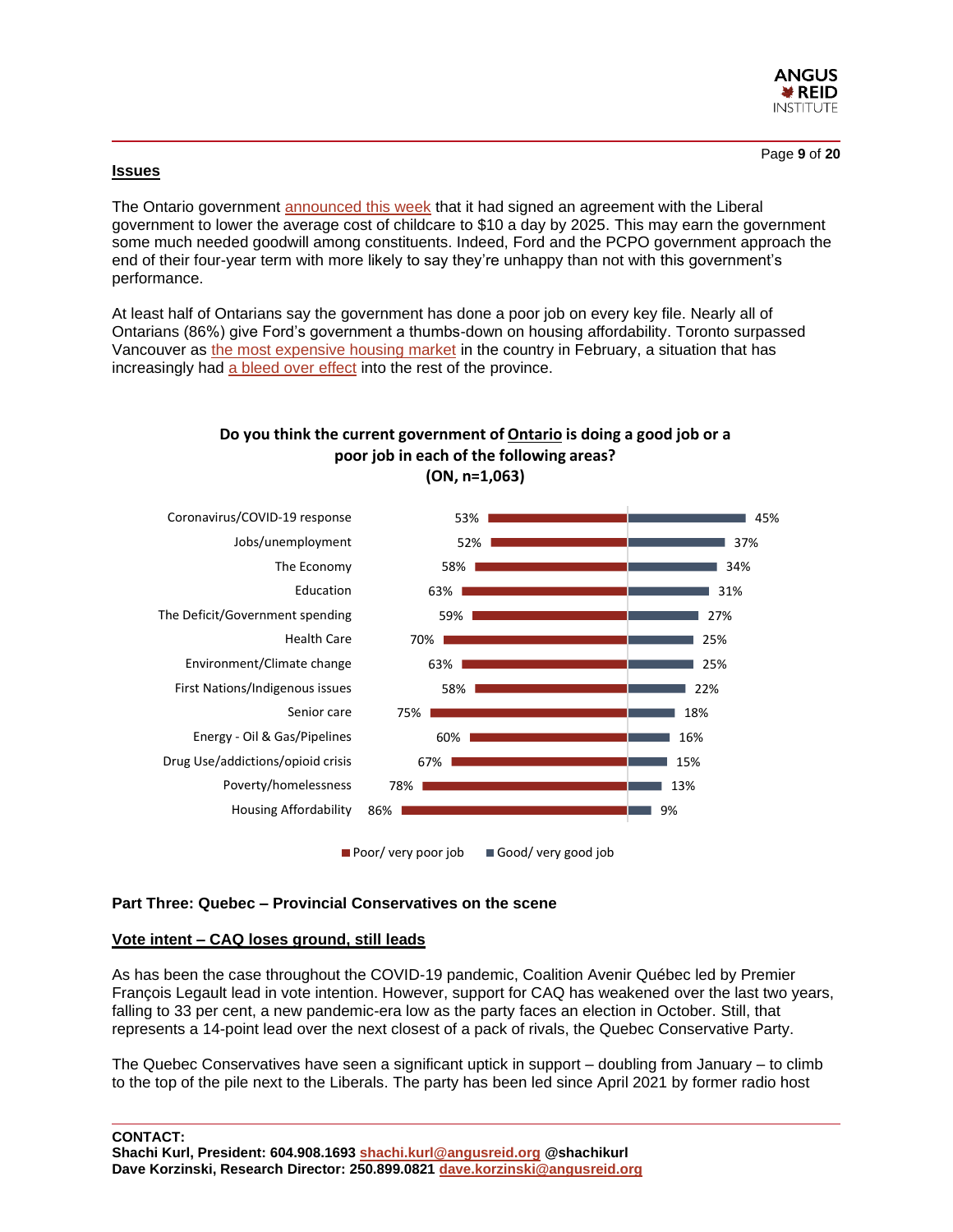## Issues

The Ontario government announced this week that it had signed an agreement with the Liberal government to lower the average cost of childcare to $10 a day by 2025. This may earn the government some much needed goodwill among constituents. Indeed, Ford and the PCPO government approach the end of their four-year term with more likely to say they're unhappy than not with this government's performance.

At least half of Ontarians say the government has done a poor job on every key file. Nearly all of Ontarians (86%) give Ford's government a thumbs-down on housing affordability. Toronto surpassed Vancouver as the most expensive housing market in the country in February, a situation that has increasingly had a bleed over effect into the rest of the province.

**Do you think the current government of Ontario is doing a good job or a poor job in each of the following areas? (ON, n=1,063)**

| Area | Poor/ very poor job | Good/ very good job |
| --- | --- | --- |
| Coronavirus/COVID-19 response | 53% | 45% |
| Jobs/unemployment | 52% | 37% |
| The Economy | 58% | 34% |
| Education | 63% | 31% |
| The Deficit/Government spending | 59% | 27% |
| Health Care | 70% | 25% |
| Environment/Climate change | 63% | 25% |
| First Nations/Indigenous issues | 58% | 22% |
| Senior care | 75% | 18% |
| Energy - Oil & Gas/Pipelines | 60% | 16% |
| Drug Use/addictions/opioid crisis | 67% | 15% |
| Poverty/homelessness | 78% | 13% |
| Housing Affordability | 86% | 9% |

## Part Three: Quebec – Provincial Conservatives on the scene

### Vote intent – CAQ loses ground, still leads

As has been the case throughout the COVID-19 pandemic, Coalition Avenir Québec led by Premier François Legault lead in vote intention. However, support for CAQ has weakened over the last two years, falling to 33 per cent, a new pandemic-era low as the party faces an election in October. Still, that represents a 14-point lead over the next closest of a pack of rivals, the Quebec Conservative Party.

The Quebec Conservatives have seen a significant uptick in support – doubling from January – to climb to the top of the pile next to the Liberals. The party has been led since April 2021 by former radio host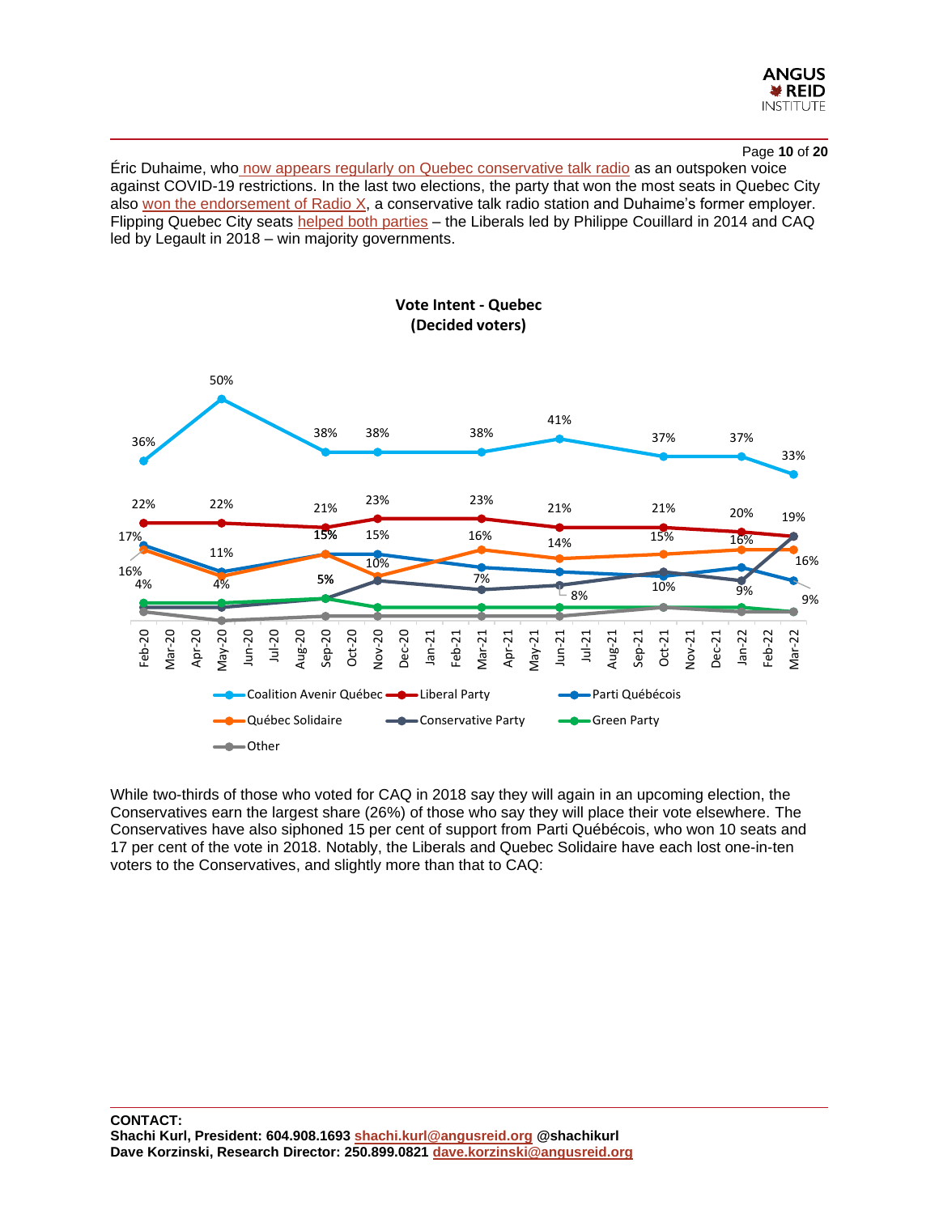Éric Duhaime, who now appears regularly on Quebec conservative talk radio as an outspoken voice against COVID-19 restrictions. In the last two elections, the party that won the most seats in Quebec City also won the endorsement of Radio X, a conservative talk radio station and Duhaime's former employer. Flipping Quebec City seats helped both parties – the Liberals led by Philippe Couillard in 2014 and CAQ led by Legault in 2018 – win majority governments.

**Vote Intent - Quebec**
**(Decided voters)**

While two-thirds of those who voted for CAQ in 2018 say they will again in an upcoming election, the Conservatives earn the largest share (26%) of those who say they will place their vote elsewhere. The Conservatives have also siphoned 15 per cent of support from Parti Québécois, who won 10 seats and 17 per cent of the vote in 2018. Notably, the Liberals and Quebec Solidaire have each lost one-in-ten voters to the Conservatives, and slightly more than that to CAQ:

**CONTACT:**
**Shachi Kurl, President: 604.908.1693 shachi.kurl@angusreid.org @shachikurl**
**Dave Korzinski, Research Director: 250.899.0821 dave.korzinski@angusreid.org**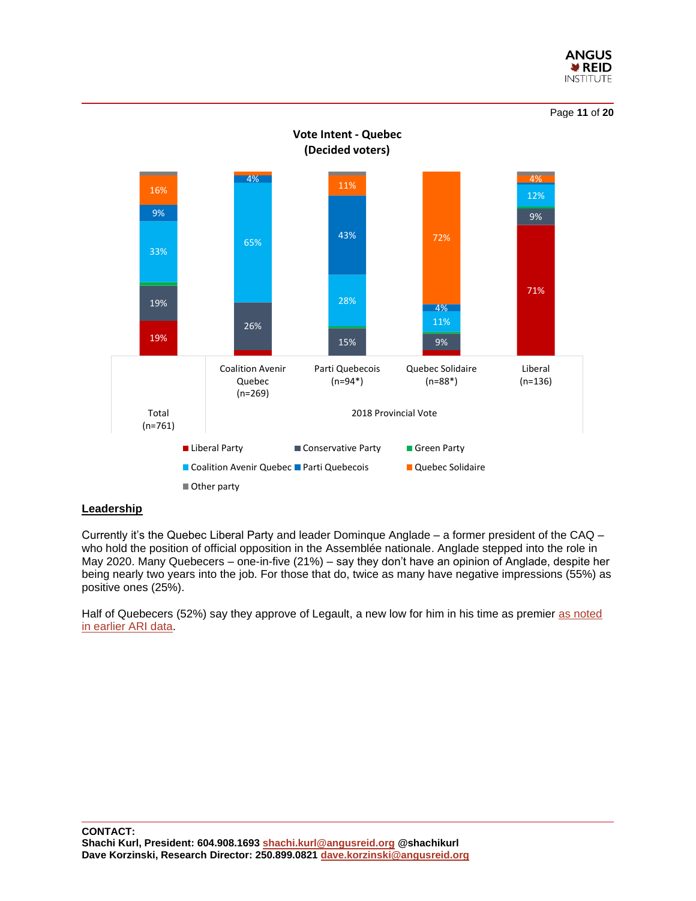**Vote Intent - Quebec**
**(Decided voters)**

| | Total (n=761) | Coalition Avenir Quebec (n=269) | Parti Quebecois (n=94*) | Quebec Solidaire (n=88*) | Liberal (n=136) |
|---|---|---|---|---|---|
| Liberal Party | 19% | | | | 71% |
| Conservative Party | 19% | 26% | 15% | 9% | 9% |
| Green Party | | | | | |
| Coalition Avenir Quebec | 33% | 65% | 28% | 11% | 12% |
| Parti Quebecois | 9% | 4% | 43% | 4% | |
| Quebec Solidaire | 16% | | 11% | 72% | 4% |
| Other party | | | | | |

2018 Provincial Vote

## Leadership

Currently it's the Quebec Liberal Party and leader Dominque Anglade – a former president of the CAQ – who hold the position of official opposition in the Assemblée nationale. Anglade stepped into the role in May 2020. Many Quebecers – one-in-five (21%) – say they don't have an opinion of Anglade, despite her being nearly two years into the job. For those that do, twice as many have negative impressions (55%) as positive ones (25%).

Half of Quebecers (52%) say they approve of Legault, a new low for him in his time as premier as noted in earlier ARI data.

**CONTACT:**
**Shachi Kurl, President: 604.908.1693 shachi.kurl@angusreid.org @shachikurl**
**Dave Korzinski, Research Director: 250.899.0821 dave.korzinski@angusreid.org**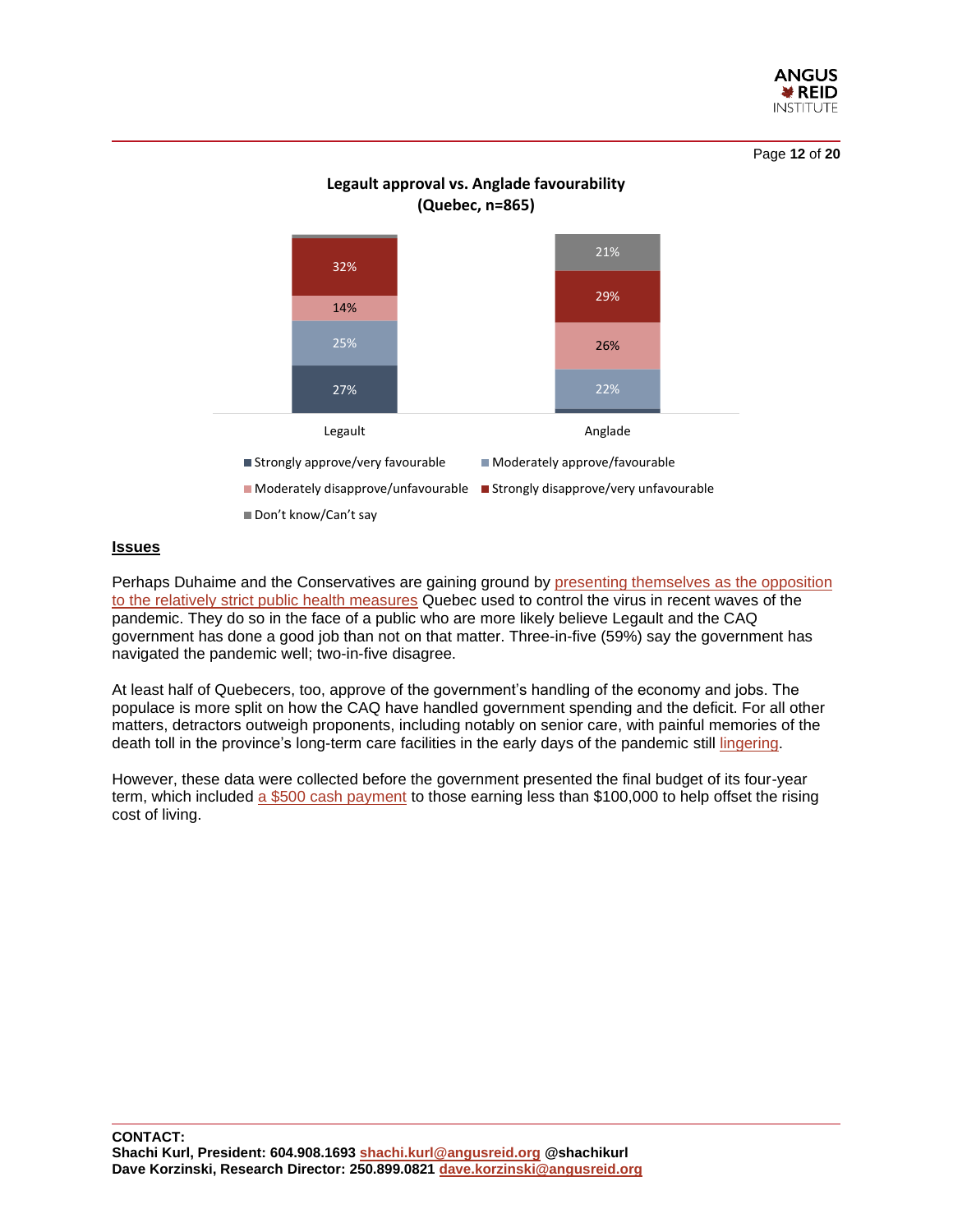**Legault approval vs. Anglade favourability (Quebec, n=865)**

| | Legault | Anglade |
|---|---|---|
| Strongly approve/very favourable | 27% | |
| Moderately approve/favourable | 25% | 22% |
| Moderately disapprove/unfavourable | 14% | 26% |
| Strongly disapprove/very unfavourable | 32% | 29% |
| Don't know/Can't say | | 21% |

## Issues

Perhaps Duhaime and the Conservatives are gaining ground by presenting themselves as the opposition to the relatively strict public health measures Quebec used to control the virus in recent waves of the pandemic. They do so in the face of a public who are more likely believe Legault and the CAQ government has done a good job than not on that matter. Three-in-five (59%) say the government has navigated the pandemic well; two-in-five disagree.

At least half of Quebecers, too, approve of the government's handling of the economy and jobs. The populace is more split on how the CAQ have handled government spending and the deficit. For all other matters, detractors outweigh proponents, including notably on senior care, with painful memories of the death toll in the province's long-term care facilities in the early days of the pandemic still lingering.

However, these data were collected before the government presented the final budget of its four-year term, which included a $500 cash payment to those earning less than $100,000 to help offset the rising cost of living.

**CONTACT:**
**Shachi Kurl, President: 604.908.1693 shachi.kurl@angusreid.org @shachikurl**
**Dave Korzinski, Research Director: 250.899.0821 dave.korzinski@angusreid.org**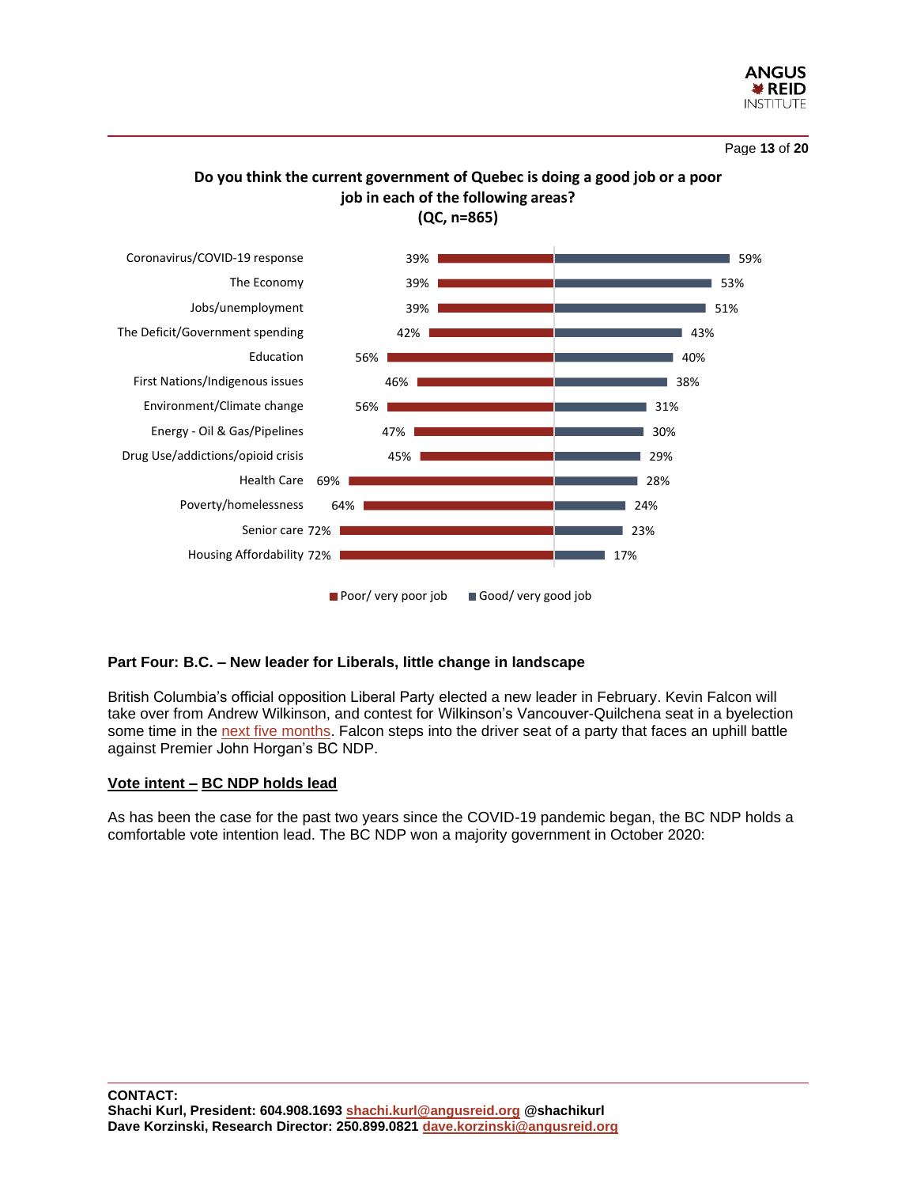**Do you think the current government of Quebec is doing a good job or a poor job in each of the following areas?**
**(QC, n=865)**

| | Poor/ very poor job | Good/ very good job |
|---|---|---|
| Coronavirus/COVID-19 response | 39% | 59% |
| The Economy | 39% | 53% |
| Jobs/unemployment | 39% | 51% |
| The Deficit/Government spending | 42% | 43% |
| Education | 56% | 40% |
| First Nations/Indigenous issues | 46% | 38% |
| Environment/Climate change | 56% | 31% |
| Energy - Oil & Gas/Pipelines | 47% | 30% |
| Drug Use/addictions/opioid crisis | 45% | 29% |
| Health Care | 69% | 28% |
| Poverty/homelessness | 64% | 24% |
| Senior care | 72% | 23% |
| Housing Affordability | 72% | 17% |

## Part Four: B.C. – New leader for Liberals, little change in landscape

British Columbia's official opposition Liberal Party elected a new leader in February. Kevin Falcon will take over from Andrew Wilkinson, and contest for Wilkinson's Vancouver-Quilchena seat in a byelection some time in the next five months. Falcon steps into the driver seat of a party that faces an uphill battle against Premier John Horgan's BC NDP.

### Vote intent – BC NDP holds lead

As has been the case for the past two years since the COVID-19 pandemic began, the BC NDP holds a comfortable vote intention lead. The BC NDP won a majority government in October 2020:

**CONTACT:**
**Shachi Kurl, President: 604.908.1693 shachi.kurl@angusreid.org @shachikurl**
**Dave Korzinski, Research Director: 250.899.0821 dave.korzinski@angusreid.org**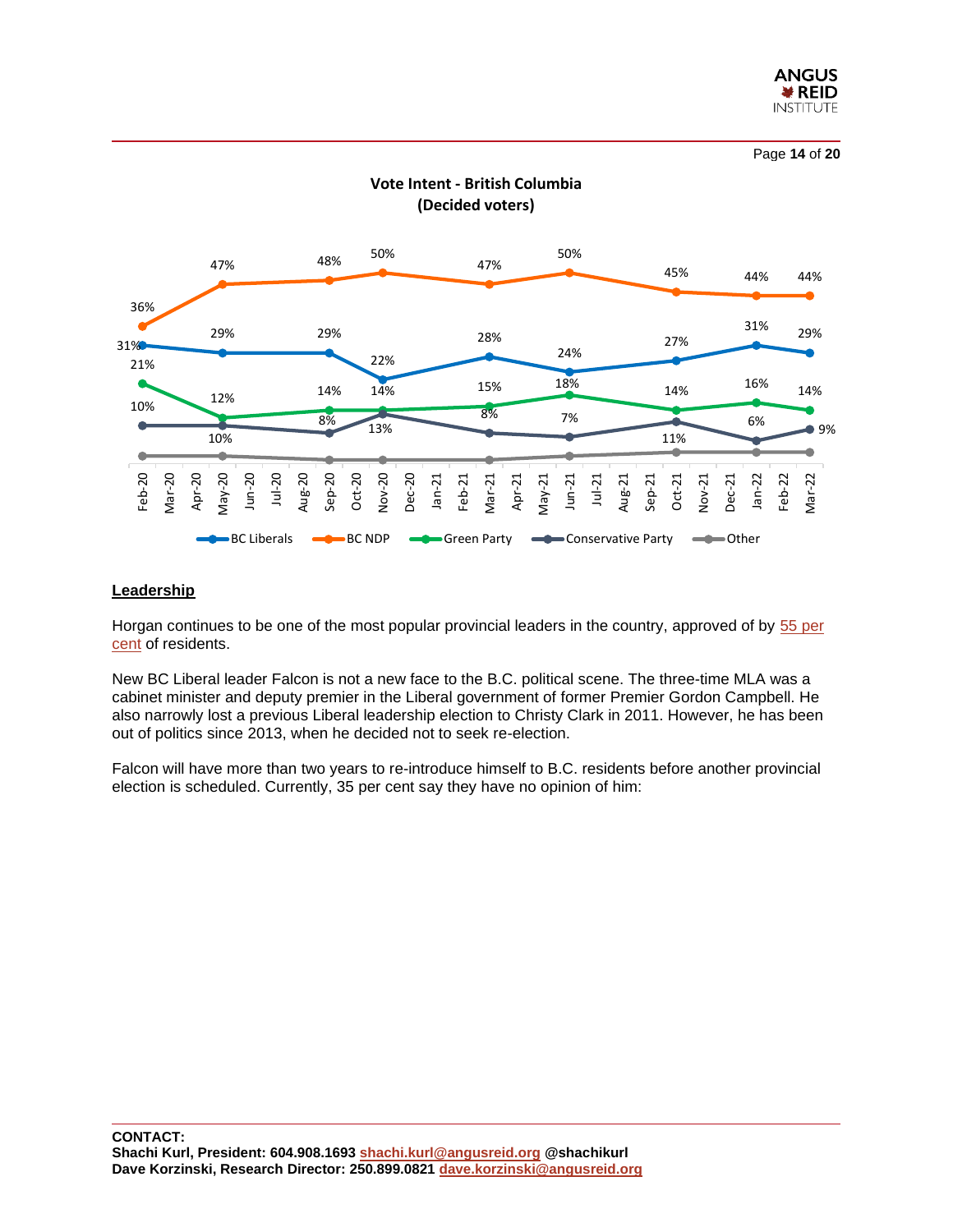**Vote Intent - British Columbia**
**(Decided voters)**

| | Feb-20 | May-20 | Sep-20 | Nov-20 | Mar-21 | Jun-21 | Oct-21 | Jan-22 | Mar-22 |
|---|---|---|---|---|---|---|---|---|---|
| BC Liberals | 31% | 29% | 29% | 22% | 28% | 24% | 27% | 31% | 29% |
| BC NDP | 36% | 47% | 48% | 50% | 47% | 50% | 45% | 44% | 44% |
| Green Party | 21% | 12% | 14% | 14% | 15% | 18% | 14% | 16% | 14% |
| Conservative Party | 10% | 10% | 8% | 13% | 8% | 7% | 11% | 6% | 9% |

## Leadership

Horgan continues to be one of the most popular provincial leaders in the country, approved of by 55 per cent of residents.

New BC Liberal leader Falcon is not a new face to the B.C. political scene. The three-time MLA was a cabinet minister and deputy premier in the Liberal government of former Premier Gordon Campbell. He also narrowly lost a previous Liberal leadership election to Christy Clark in 2011. However, he has been out of politics since 2013, when he decided not to seek re-election.

Falcon will have more than two years to re-introduce himself to B.C. residents before another provincial election is scheduled. Currently, 35 per cent say they have no opinion of him:

**CONTACT:**
**Shachi Kurl, President: 604.908.1693 shachi.kurl@angusreid.org @shachikurl**
**Dave Korzinski, Research Director: 250.899.0821 dave.korzinski@angusreid.org**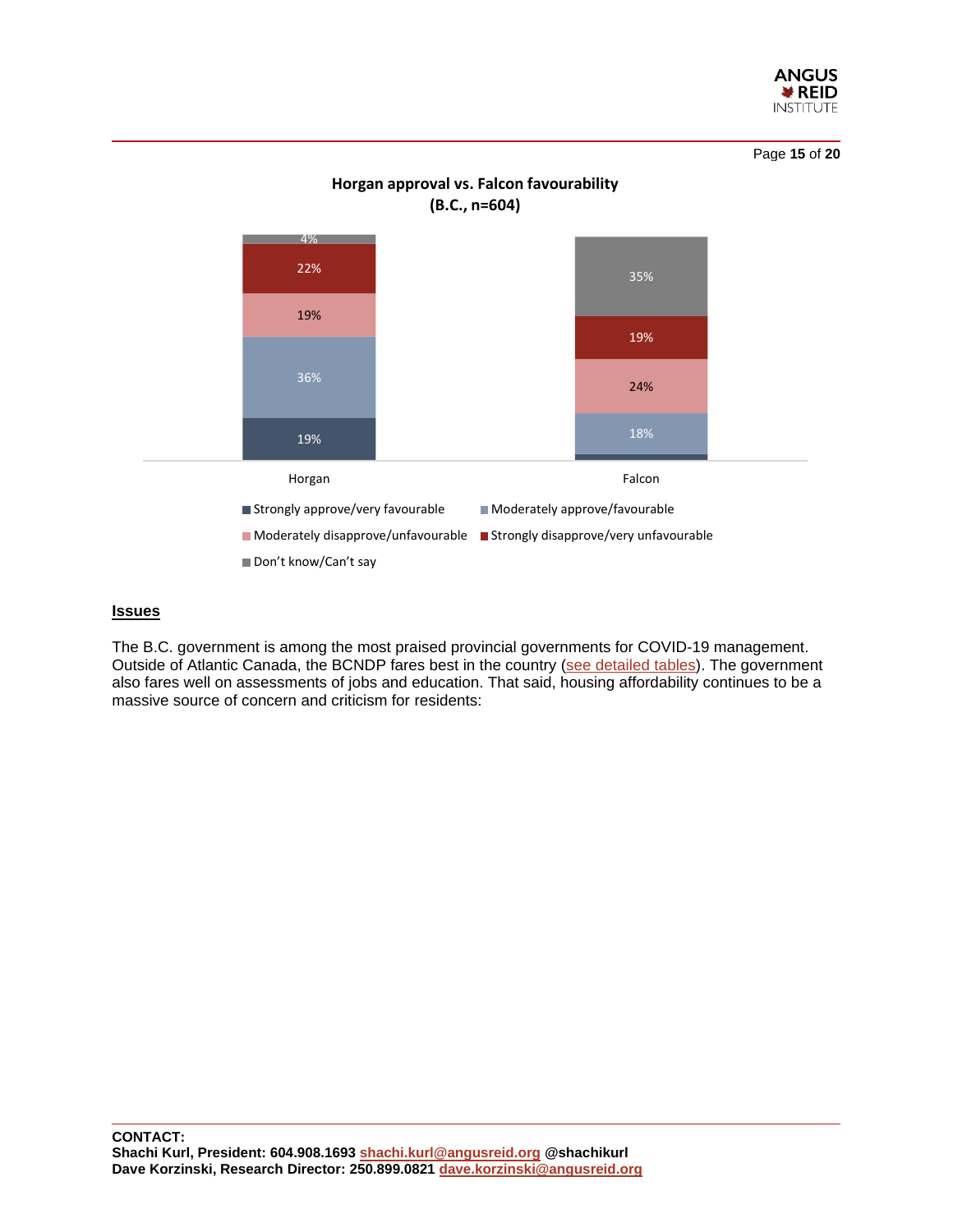**Horgan approval vs. Falcon favourability**
**(B.C., n=604)**

| | Horgan | Falcon |
|---|---|---|
| Strongly approve/very favourable | 19% | |
| Moderately approve/favourable | 36% | 18% |
| Moderately disapprove/unfavourable | 19% | 24% |
| Strongly disapprove/very unfavourable | 22% | 19% |
| Don't know/Can't say | 4% | 35% |

## Issues

The B.C. government is among the most praised provincial governments for COVID-19 management. Outside of Atlantic Canada, the BCNDP fares best in the country (see detailed tables). The government also fares well on assessments of jobs and education. That said, housing affordability continues to be a massive source of concern and criticism for residents: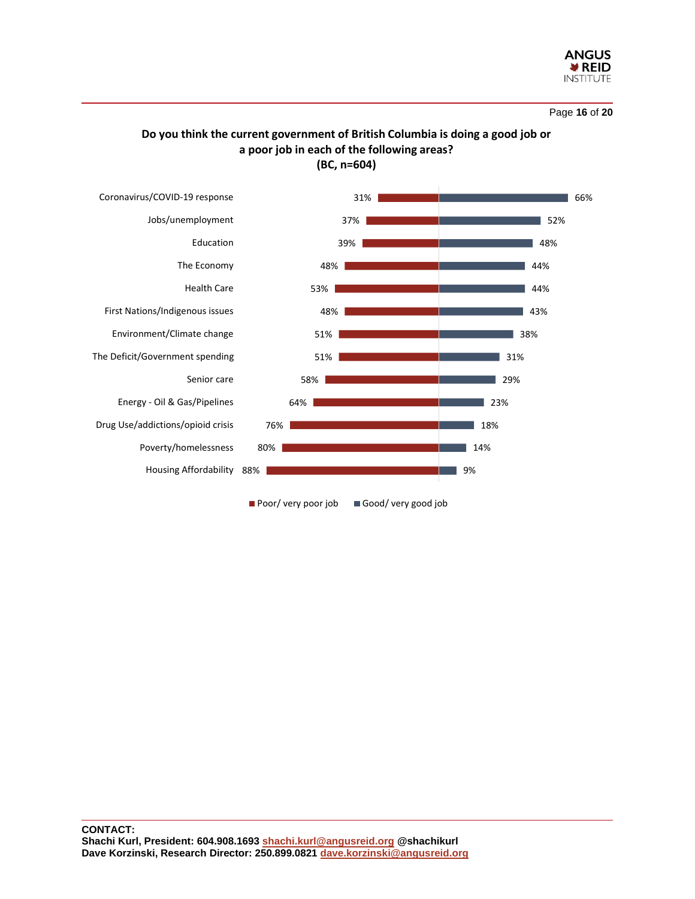**Do you think the current government of British Columbia is doing a good job or a poor job in each of the following areas?**
**(BC, n=604)**

| Area | Poor/ very poor job | Good/ very good job |
|---|---|---|
| Coronavirus/COVID-19 response | 31% | 66% |
| Jobs/unemployment | 37% | 52% |
| Education | 39% | 48% |
| The Economy | 48% | 44% |
| Health Care | 53% | 44% |
| First Nations/Indigenous issues | 48% | 43% |
| Environment/Climate change | 51% | 38% |
| The Deficit/Government spending | 51% | 31% |
| Senior care | 58% | 29% |
| Energy - Oil & Gas/Pipelines | 64% | 23% |
| Drug Use/addictions/opioid crisis | 76% | 18% |
| Poverty/homelessness | 80% | 14% |
| Housing Affordability | 88% | 9% |

**CONTACT:**
**Shachi Kurl, President: 604.908.1693 shachi.kurl@angusreid.org @shachikurl**
**Dave Korzinski, Research Director: 250.899.0821 dave.korzinski@angusreid.org**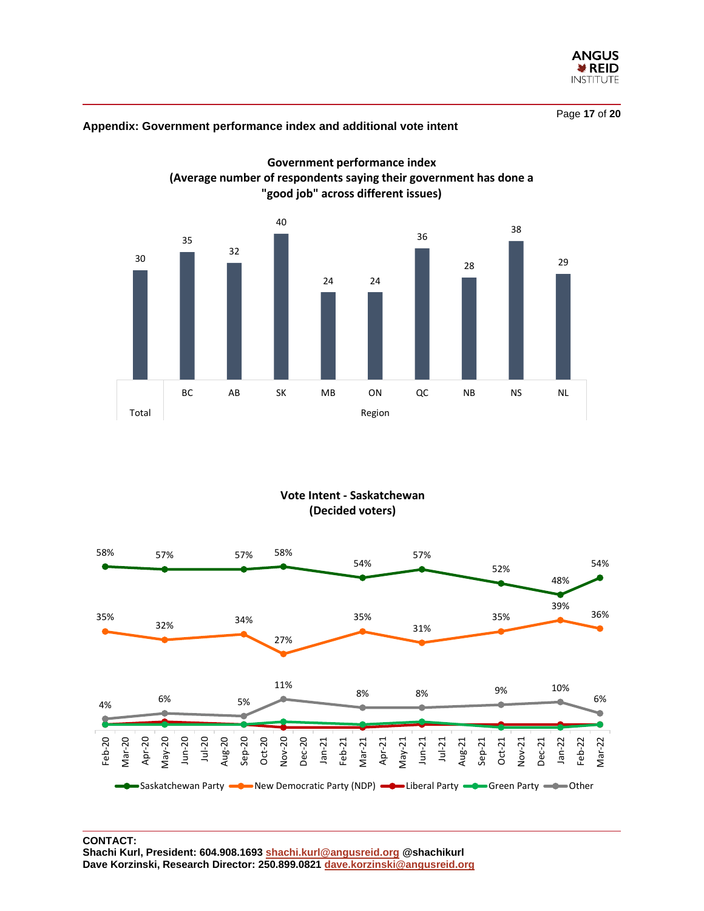**Appendix: Government performance index and additional vote intent**

**Government performance index**
**(Average number of respondents saying their government has done a "good job" across different issues)**

| Total | BC | AB | SK | MB | ON | QC | NB | NS | NL |
|---|---|---|---|---|---|---|---|---|---|
| 30 | 35 | 32 | 40 | 24 | 24 | 36 | 28 | 38 | 29 |

**Vote Intent - Saskatchewan**
**(Decided voters)**

| | Feb-20 | May-20 | Sep-20 | Nov-20 | Mar-21 | Jun-21 | Oct-21 | Jan-22 | Mar-22 |
|---|---|---|---|---|---|---|---|---|---|
| Saskatchewan Party | 58% | 57% | 57% | 58% | 54% | 57% | 52% | 48% | 54% |
| New Democratic Party (NDP) | 35% | 32% | 34% | 27% | 35% | 31% | 35% | 39% | 36% |
| Other | 4% | 6% | 5% | 11% | 8% | 8% | 9% | 10% | 6% |

Legend: Saskatchewan Party, New Democratic Party (NDP), Liberal Party, Green Party, Other

**CONTACT:**
**Shachi Kurl, President: 604.908.1693 shachi.kurl@angusreid.org @shachikurl**
**Dave Korzinski, Research Director: 250.899.0821 dave.korzinski@angusreid.org**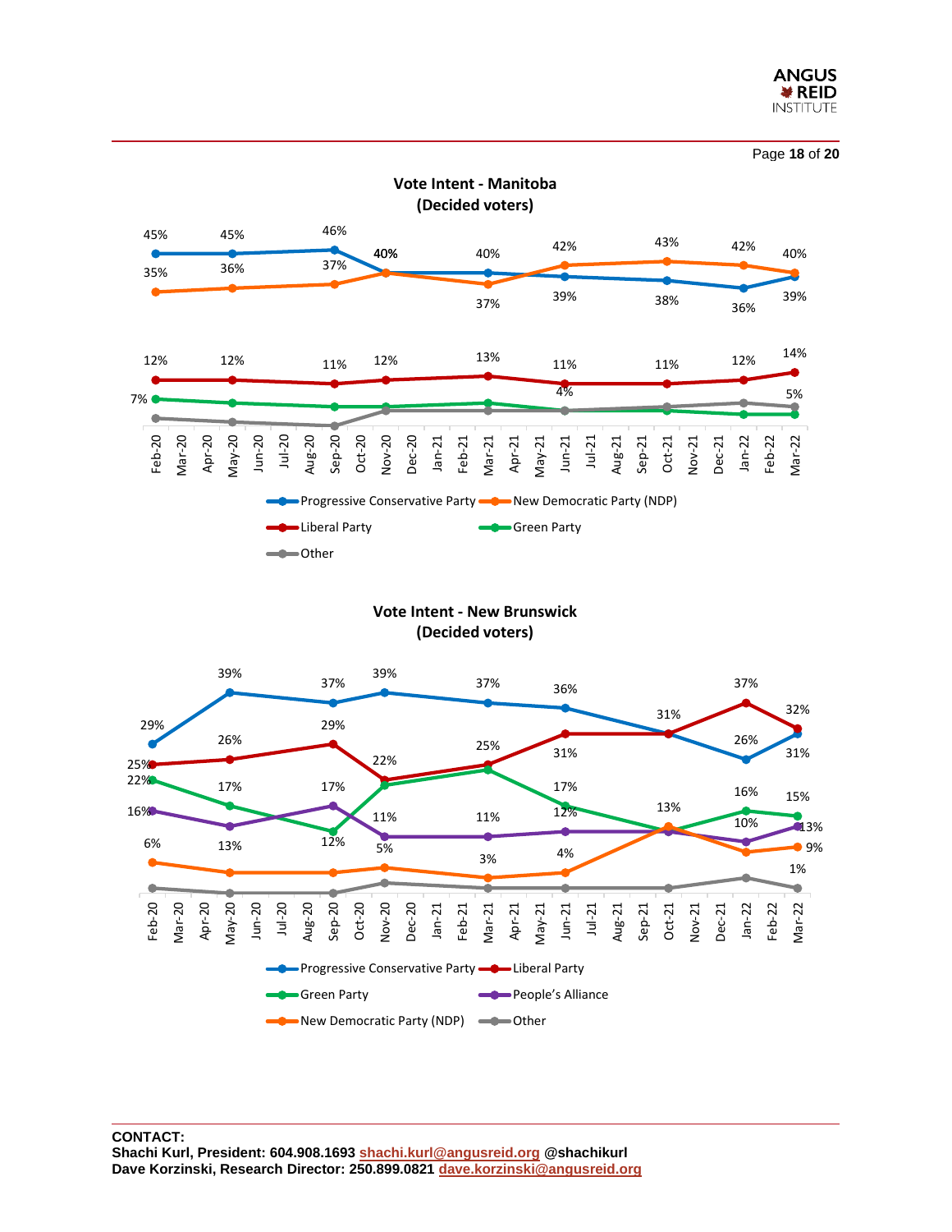### Vote Intent - Manitoba
### (Decided voters)

| | Feb-20 | May-20 | Sep-20 | Nov-20 | Mar-21 | Jun-21 | Oct-21 | Jan-22 | Mar-22 |
|---|---|---|---|---|---|---|---|---|---|
| Progressive Conservative Party | 45% | 45% | 46% | 40% | 40% | 39% | 38% | 36% | 39% |
| New Democratic Party (NDP) | 35% | 36% | 37% | 40% | 37% | 42% | 43% | 42% | 40% |
| Liberal Party | 12% | 12% | 11% | 12% | 13% | 11% | 11% | 12% | 14% |
| Green Party | 7% | | | | | 4% | | | |
| Other | | | | | | | | | 5% |

### Vote Intent - New Brunswick
### (Decided voters)

| | Feb-20 | May-20 | Sep-20 | Nov-20 | Mar-21 | Jun-21 | Oct-21 | Jan-22 | Mar-22 |
|---|---|---|---|---|---|---|---|---|---|
| Progressive Conservative Party | 29% | 39% | 37% | 39% | 37% | 36% | 31% | 26% | 31% |
| Liberal Party | 25% | 26% | 29% | 22% | 25% | 31% | | 37% | 32% |
| Green Party | 22% | 17% | 12% | | | 17% | | 16% | 15% |
| People's Alliance | 16% | 13% | 17% | 11% | 11% | 12% | | 10% | 13% |
| New Democratic Party (NDP) | 6% | | | 5% | 3% | 4% | 13% | | 9% |
| Other | | | | | | | | | 1% |

**CONTACT:**
**Shachi Kurl, President: 604.908.1693 shachi.kurl@angusreid.org @shachikurl**
**Dave Korzinski, Research Director: 250.899.0821 dave.korzinski@angusreid.org**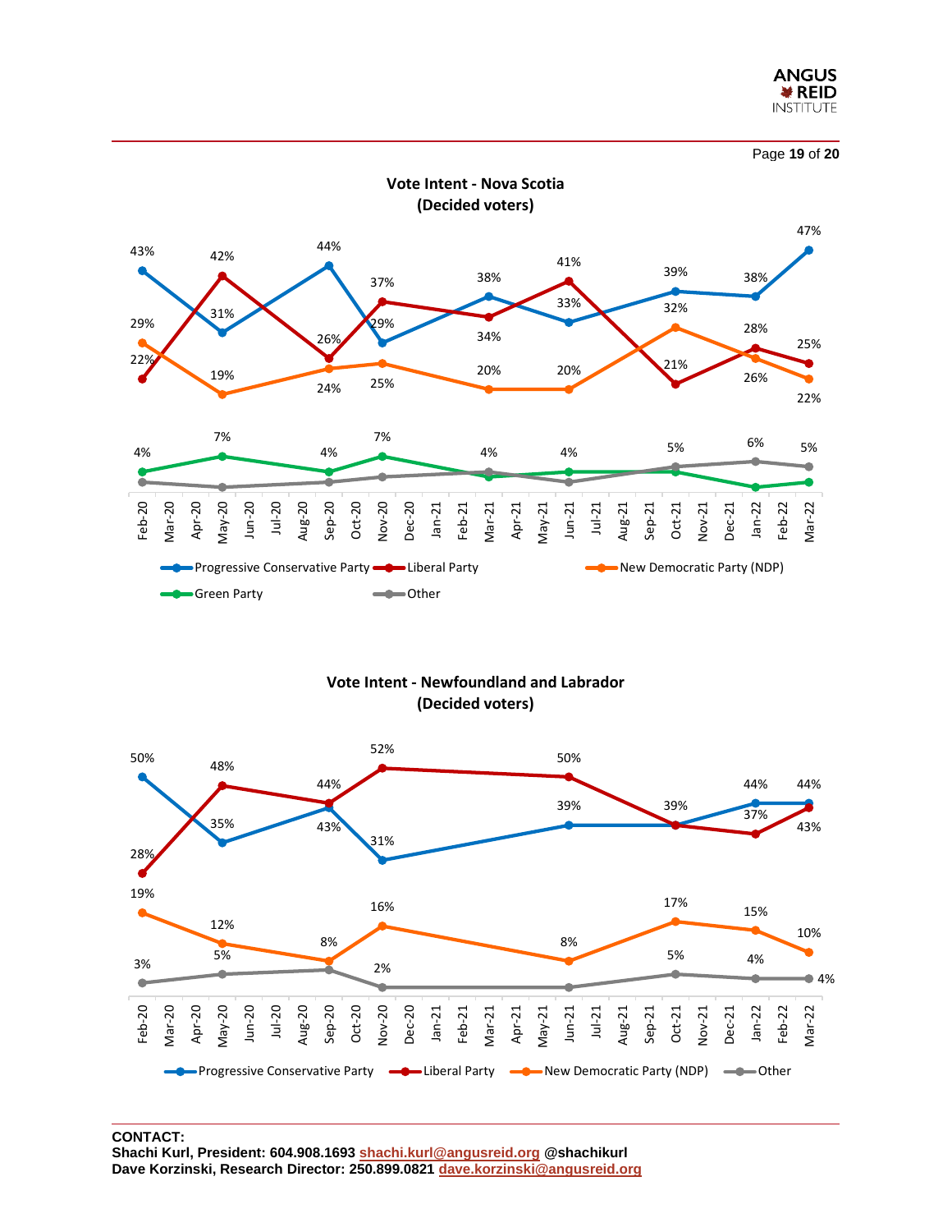**Vote Intent - Nova Scotia (Decided voters)**

| | Feb-20 | May-20 | Sep-20 | Nov-20 | Mar-21 | Jun-21 | Oct-21 | Jan-22 | Mar-22 |
|---|---|---|---|---|---|---|---|---|---|
| Progressive Conservative Party | 43% | 31% | 44% | 29% | 38% | 33% | 39% | 38% | 47% |
| Liberal Party | 22% | 42% | 26% | 37% | 34% | 41% | 21% | 28% | 25% |
| New Democratic Party (NDP) | 29% | 19% | 24% | 25% | 20% | 20% | 32% | 26% | 22% |
| Green Party | 4% | 7% | 4% | 7% | 4% | 4% | 5% | 6% | 5% |
| Other | | | | | | | | | |

**Vote Intent - Newfoundland and Labrador (Decided voters)**

| | Feb-20 | May-20 | Sep-20 | Nov-20 | Jun-21 | Oct-21 | Jan-22 | Mar-22 |
|---|---|---|---|---|---|---|---|---|
| Progressive Conservative Party | 50% | 35% | 43% | 31% | 39% | 39% | 44% | 44% |
| Liberal Party | 28% | 48% | 44% | 52% | 50% | 39% | 37% | 43% |
| New Democratic Party (NDP) | 19% | 12% | 8% | 16% | 8% | 17% | 15% | 10% |
| Other | 3% | 5% | | 2% | | 5% | 4% | 4% |

**CONTACT:**
**Shachi Kurl, President: 604.908.1693 shachi.kurl@angusreid.org @shachikurl**
**Dave Korzinski, Research Director: 250.899.0821 dave.korzinski@angusreid.org**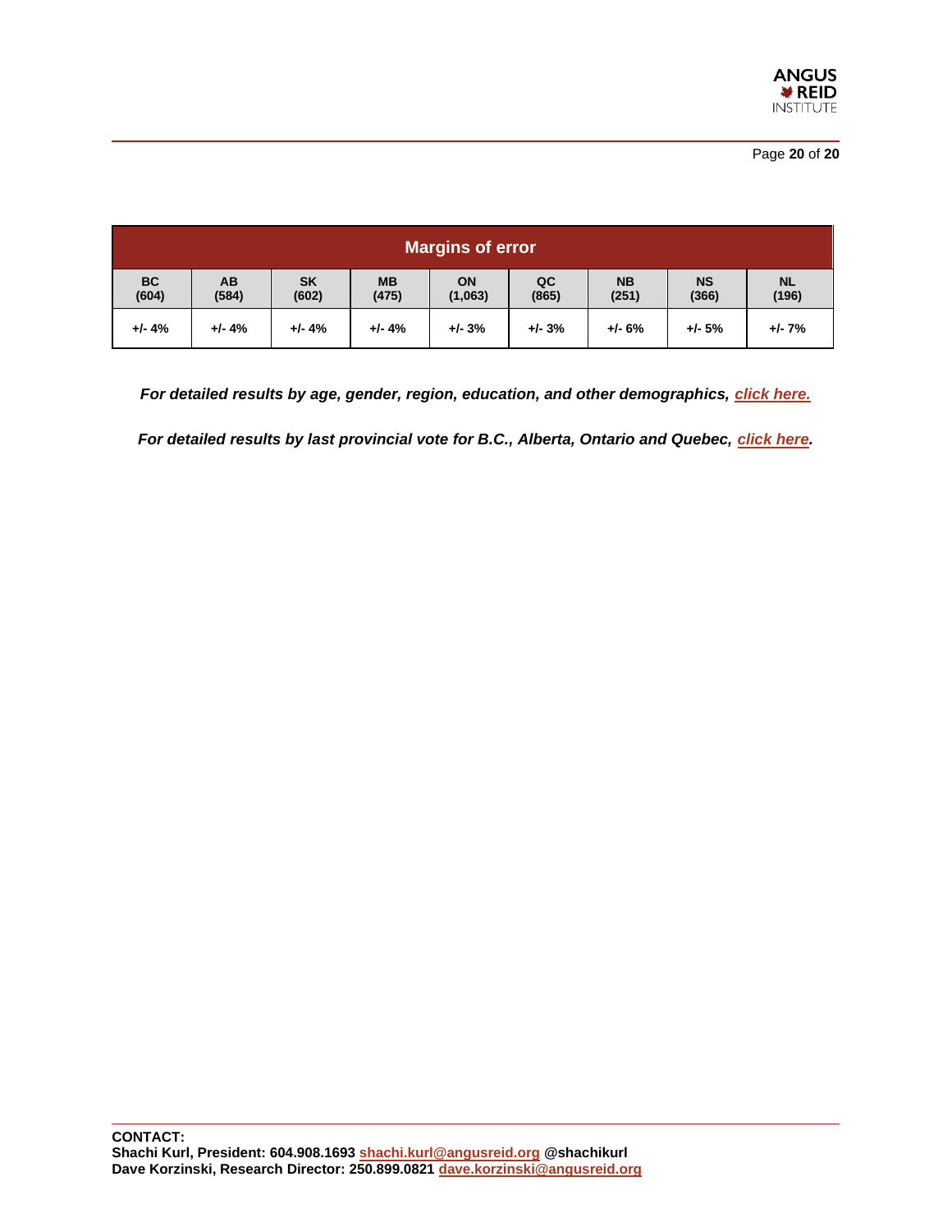| Margins of error | | | | | | | | |
|---|---|---|---|---|---|---|---|---|
| **BC (604)** | **AB (584)** | **SK (602)** | **MB (475)** | **ON (1,063)** | **QC (865)** | **NB (251)** | **NS (366)** | **NL (196)** |
| **+/- 4%** | **+/- 4%** | **+/- 4%** | **+/- 4%** | **+/- 3%** | **+/- 3%** | **+/- 6%** | **+/- 5%** | **+/- 7%** |

***For detailed results by age, gender, region, education, and other demographics, click here.***

***For detailed results by last provincial vote for B.C., Alberta, Ontario and Quebec, click here.***

**CONTACT:**
**Shachi Kurl, President: 604.908.1693 shachi.kurl@angusreid.org @shachikurl**
**Dave Korzinski, Research Director: 250.899.0821 dave.korzinski@angusreid.org**